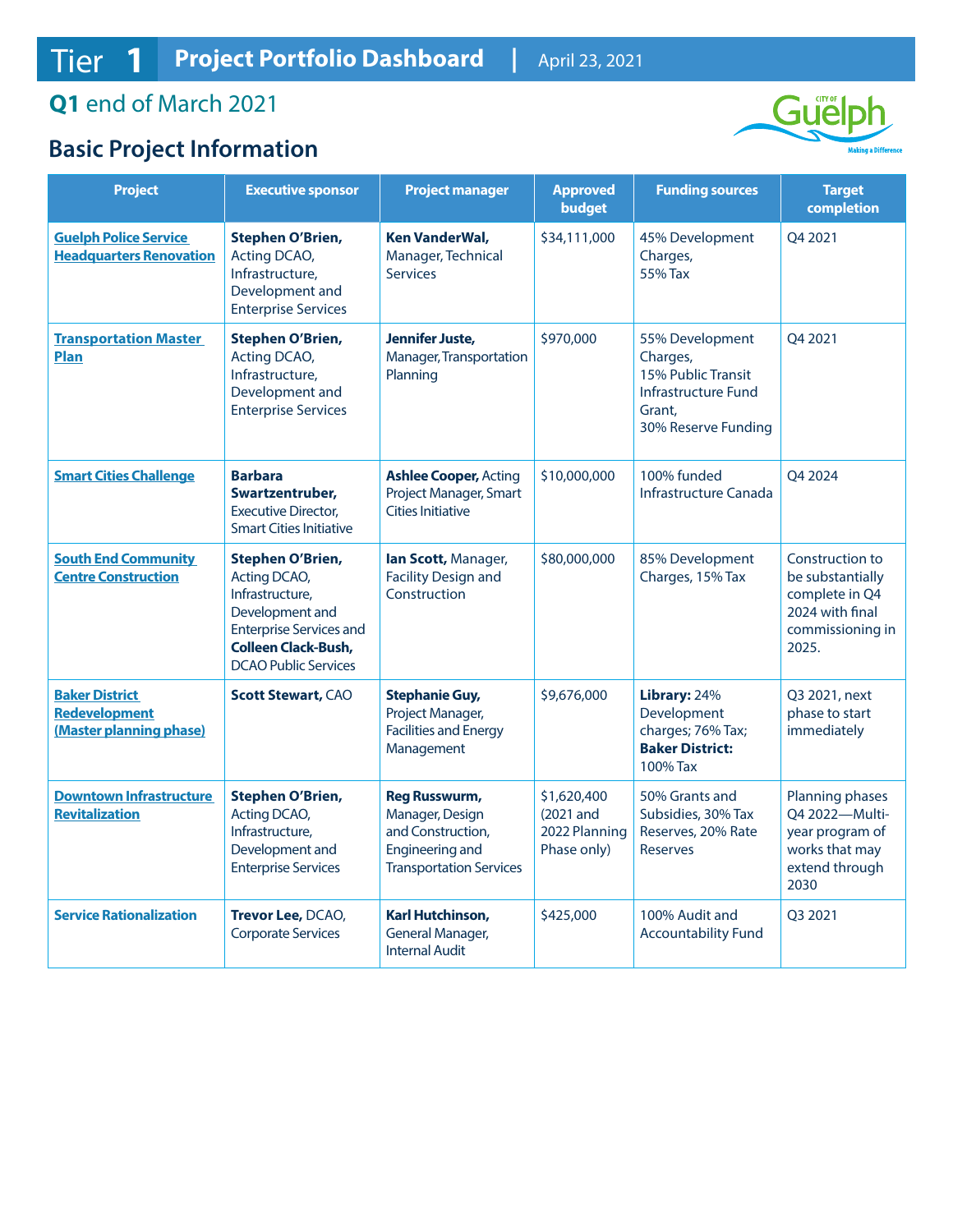# Tier 1 Project Portfolio Dashboard | April 23, 2021

## Q1 end of March 2021

## Basic Project Information

| Project | Executive sponsor | Project manager | Approved budget | Funding sources | Target completion |
|---|---|---|---|---|---|
| Guelph Police Service Headquarters Renovation | **Stephen O'Brien,** Acting DCAO, Infrastructure, Development and Enterprise Services | **Ken VanderWal,** Manager, Technical Services | $34,111,000 | 45% Development Charges, 55% Tax | Q4 2021 |
| Transportation Master Plan | **Stephen O'Brien,** Acting DCAO, Infrastructure, Development and Enterprise Services | **Jennifer Juste,** Manager, Transportation Planning | $970,000 | 55% Development Charges, 15% Public Transit Infrastructure Fund Grant, 30% Reserve Funding | Q4 2021 |
| Smart Cities Challenge | **Barbara Swartzentruber,** Executive Director, Smart Cities Initiative | **Ashlee Cooper,** Acting Project Manager, Smart Cities Initiative | $10,000,000 | 100% funded Infrastructure Canada | Q4 2024 |
| South End Community Centre Construction | **Stephen O'Brien,** Acting DCAO, Infrastructure, Development and Enterprise Services and **Colleen Clack-Bush,** DCAO Public Services | **Ian Scott,** Manager, Facility Design and Construction | $80,000,000 | 85% Development Charges, 15% Tax | Construction to be substantially complete in Q4 2024 with final commissioning in 2025. |
| Baker District Redevelopment (Master planning phase) | **Scott Stewart,** CAO | **Stephanie Guy,** Project Manager, Facilities and Energy Management | $9,676,000 | **Library:** 24% Development charges; 76% Tax; **Baker District:** 100% Tax | Q3 2021, next phase to start immediately |
| Downtown Infrastructure Revitalization | **Stephen O'Brien,** Acting DCAO, Infrastructure, Development and Enterprise Services | **Reg Russwurm,** Manager, Design and Construction, Engineering and Transportation Services | $1,620,400 (2021 and 2022 Planning Phase only) | 50% Grants and Subsidies, 30% Tax Reserves, 20% Rate Reserves | Planning phases Q4 2022—Multi-year program of works that may extend through 2030 |
| Service Rationalization | **Trevor Lee,** DCAO, Corporate Services | **Karl Hutchinson,** General Manager, Internal Audit | $425,000 | 100% Audit and Accountability Fund | Q3 2021 |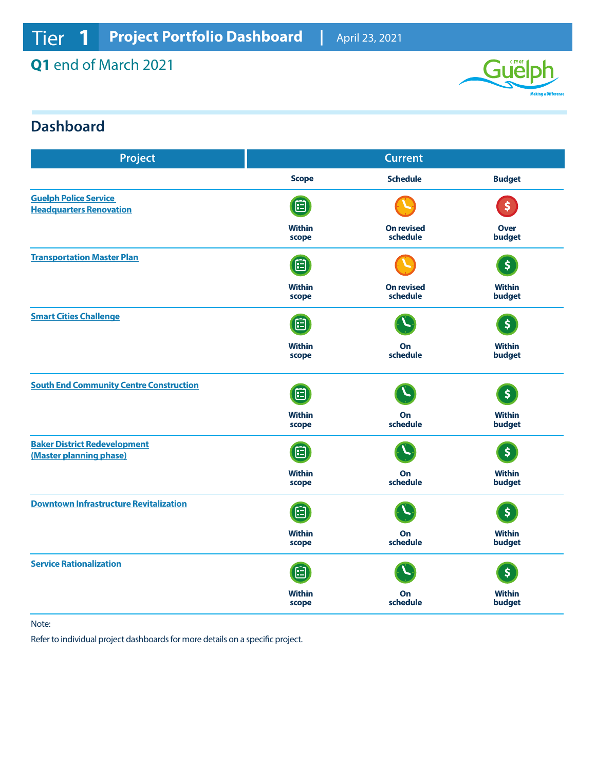# Tier 1 Project Portfolio Dashboard | April 23, 2021

**Q1** end of March 2021

## Dashboard

| Project | Current | | |
|---|---|---|---|
| | Scope | Schedule | Budget |
| Guelph Police Service Headquarters Renovation | Within scope | On revised schedule | Over budget |
| Transportation Master Plan | Within scope | On revised schedule | Within budget |
| Smart Cities Challenge | Within scope | On schedule | Within budget |
| South End Community Centre Construction | Within scope | On schedule | Within budget |
| Baker District Redevelopment (Master planning phase) | Within scope | On schedule | Within budget |
| Downtown Infrastructure Revitalization | Within scope | On schedule | Within budget |
| Service Rationalization | Within scope | On schedule | Within budget |

Note:

Refer to individual project dashboards for more details on a specific project.